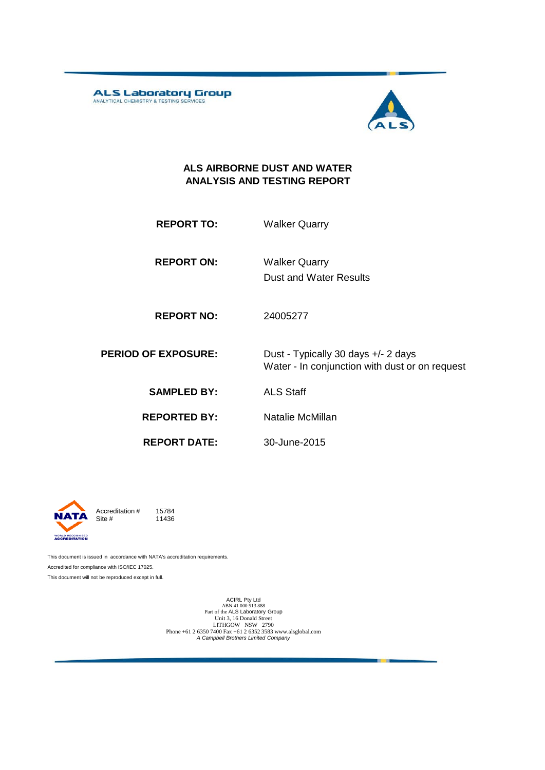ALS Laboratory Group
ANALYTICAL CHEMISTRY & TESTING SERVICES

# ALS AIRBORNE DUST AND WATER ANALYSIS AND TESTING REPORT

**REPORT TO:** Walker Quarry

**REPORT ON:** Walker Quarry
Dust and Water Results

**REPORT NO:** 24005277

**PERIOD OF EXPOSURE:** Dust - Typically 30 days +/- 2 days
Water - In conjunction with dust or on request

**SAMPLED BY:** ALS Staff

**REPORTED BY:** Natalie McMillan

**REPORT DATE:** 30-June-2015

NATA WORLD RECOGNISED ACCREDITATION

Accreditation # 15784
Site # 11436

This document is issued in accordance with NATA's accreditation requirements.
Accredited for compliance with ISO/IEC 17025.
This document will not be reproduced except in full.

ACIRL Pty Ltd
ABN 41 000 513 888
Part of the ALS Laboratory Group
Unit 3, 16 Donald Street
LITHGOW NSW 2790
Phone +61 2 6350 7400 Fax +61 2 6352 3583 www.alsglobal.com
*A Campbell Brothers Limited Company*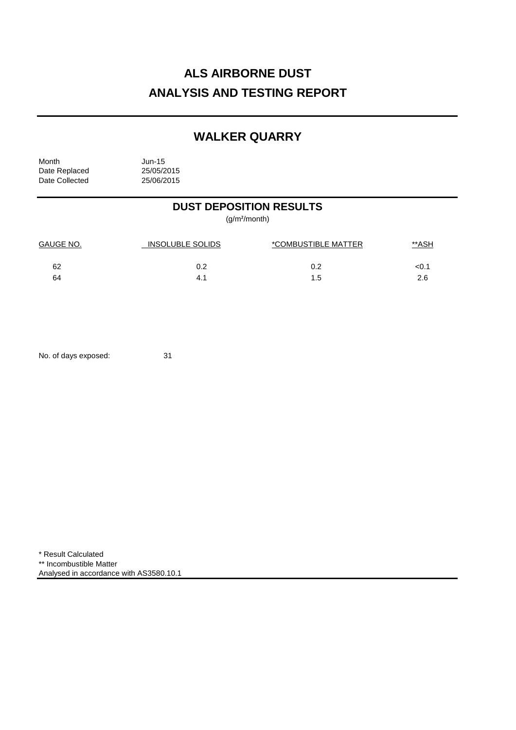# ALS AIRBORNE DUST
# ANALYSIS AND TESTING REPORT

## WALKER QUARRY

Month Jun-15
Date Replaced 25/05/2015
Date Collected 25/06/2015

## DUST DEPOSITION RESULTS

(g/m²/month)

| GAUGE NO. | INSOLUBLE SOLIDS | *COMBUSTIBLE MATTER | **ASH |
|---|---|---|---|
| 62 | 0.2 | 0.2 | <0.1 |
| 64 | 4.1 | 1.5 | 2.6 |

No. of days exposed: 31

\* Result Calculated
** Incombustible Matter
Analysed in accordance with AS3580.10.1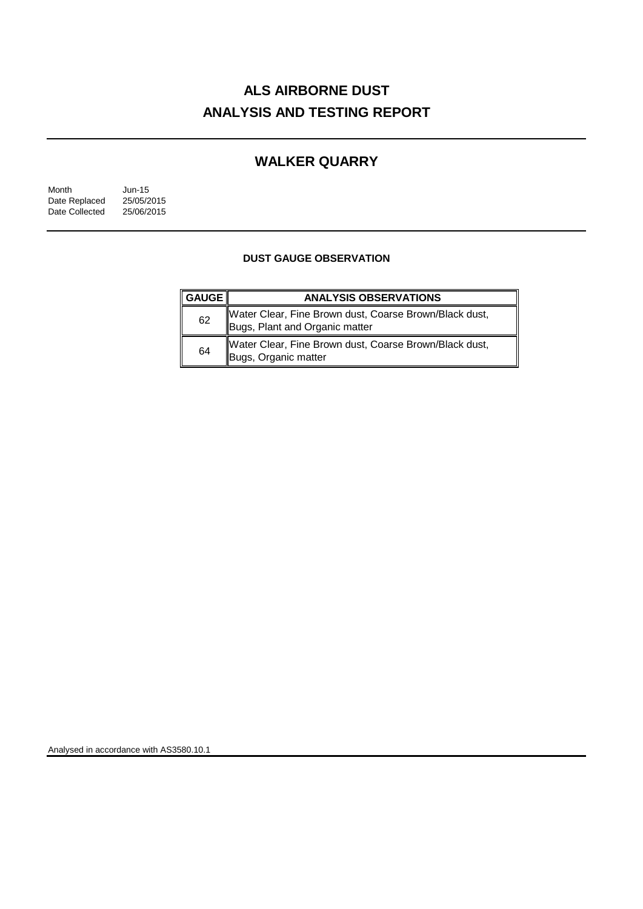# ALS AIRBORNE DUST
# ANALYSIS AND TESTING REPORT

## WALKER QUARRY

Month Jun-15
Date Replaced 25/05/2015
Date Collected 25/06/2015

### DUST GAUGE OBSERVATION

| GAUGE | ANALYSIS OBSERVATIONS |
|---|---|
| 62 | Water Clear, Fine Brown dust, Coarse Brown/Black dust, Bugs, Plant and Organic matter |
| 64 | Water Clear, Fine Brown dust, Coarse Brown/Black dust, Bugs, Organic matter |

Analysed in accordance with AS3580.10.1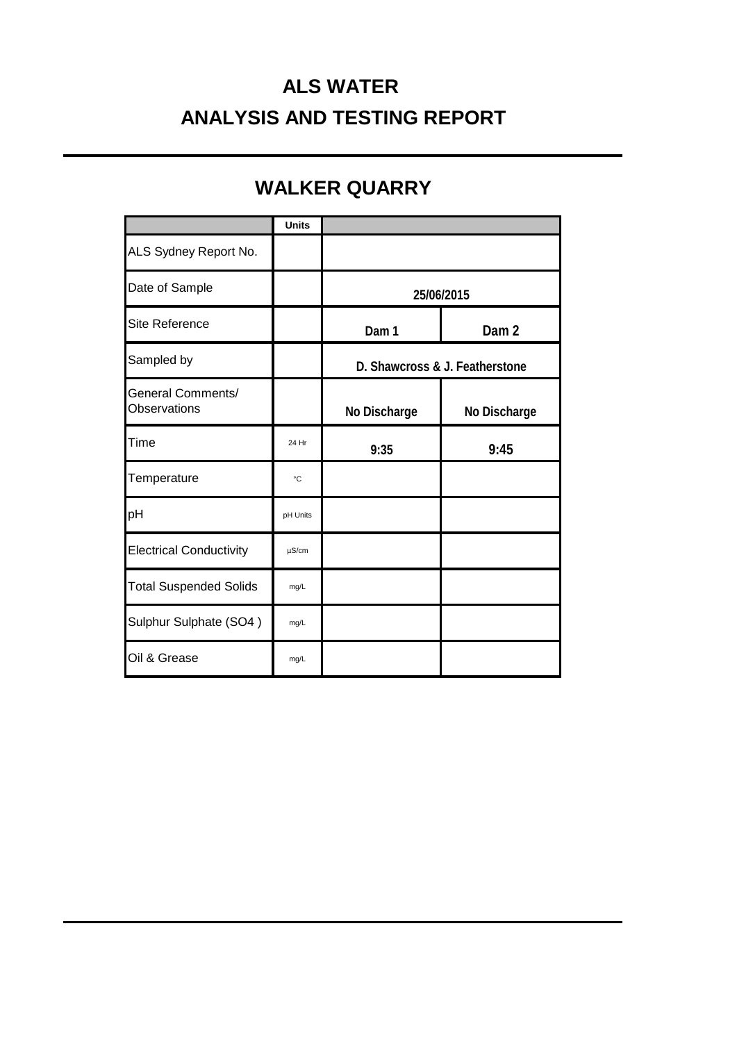# ALS WATER

# ANALYSIS AND TESTING REPORT

## WALKER QUARRY

| | Units | | |
|---|---|---|---|
| ALS Sydney Report No. | | | |
| Date of Sample | | 25/06/2015 | |
| Site Reference | | Dam 1 | Dam 2 |
| Sampled by | | D. Shawcross & J. Featherstone | |
| General Comments/ Observations | | No Discharge | No Discharge |
| Time | 24 Hr | 9:35 | 9:45 |
| Temperature | °C | | |
| pH | pH Units | | |
| Electrical Conductivity | µS/cm | | |
| Total Suspended Solids | mg/L | | |
| Sulphur Sulphate (SO4 ) | mg/L | | |
| Oil & Grease | mg/L | | |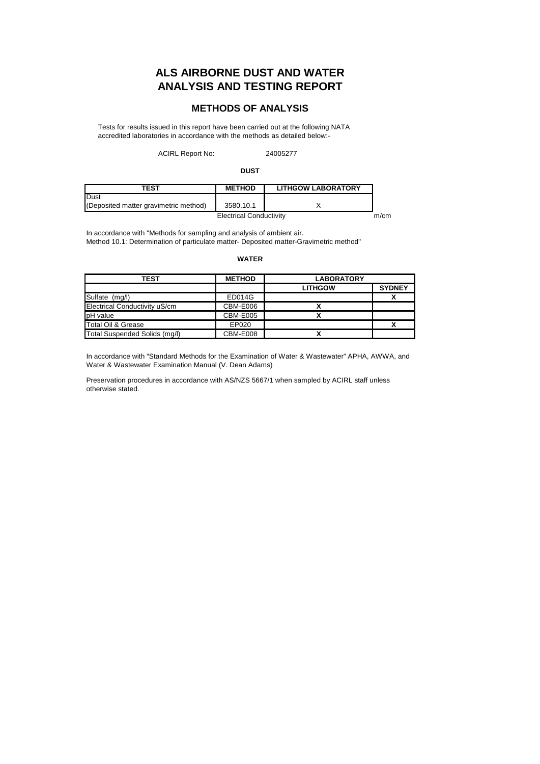# ALS AIRBORNE DUST AND WATER ANALYSIS AND TESTING REPORT

## METHODS OF ANALYSIS

Tests for results issued in this report have been carried out at the following NATA accredited laboratories in accordance with the methods as detailed below:-

ACIRL Report No: 24005277

**DUST**

| TEST | METHOD | LITHGOW LABORATORY |
|---|---|---|
| Dust (Deposited matter gravimetric method) | 3580.10.1 | X |

Electrical Conductivity m/cm

In accordance with "Methods for sampling and analysis of ambient air.
Method 10.1: Determination of particulate matter- Deposited matter-Gravimetric method"

**WATER**

| TEST | METHOD | LABORATORY | |
|---|---|---|---|
| | | LITHGOW | SYDNEY |
| Sulfate (mg/l) | ED014G | | X |
| Electrical Conductivity uS/cm | CBM-E006 | X | |
| pH value | CBM-E005 | X | |
| Total Oil & Grease | EP020 | | X |
| Total Suspended Solids (mg/l) | CBM-E008 | X | |

In accordance with "Standard Methods for the Examination of Water & Wastewater" APHA, AWWA, and Water & Wastewater Examination Manual (V. Dean Adams)

Preservation procedures in accordance with AS/NZS 5667/1 when sampled by ACIRL staff unless otherwise stated.